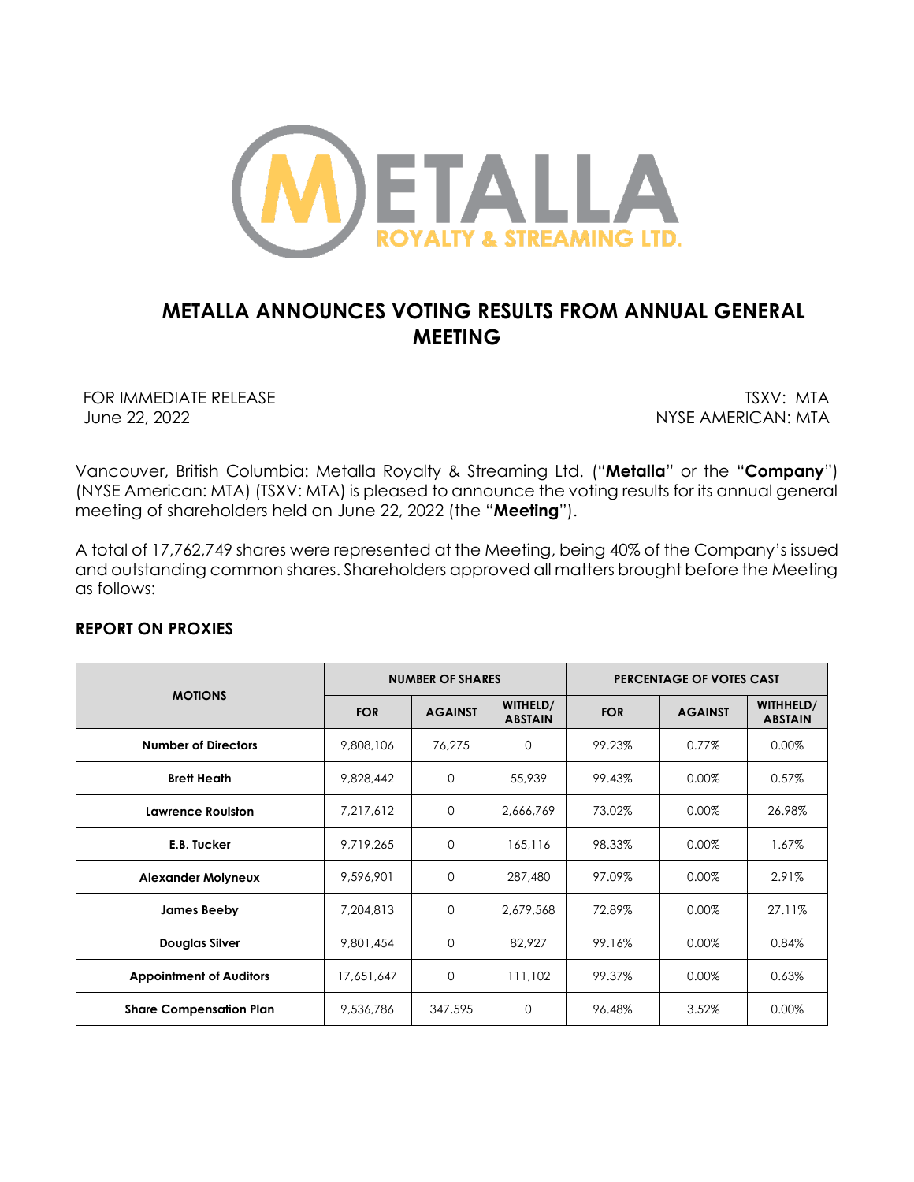# METALLA ANNOUNCES VOTING RESULTS FROM ANNUAL GENERAL MEETING

FOR IMMEDIATE RELEASE
June 22, 2022

TSXV: MTA
NYSE AMERICAN: MTA

Vancouver, British Columbia: Metalla Royalty & Streaming Ltd. ("**Metalla**" or the "**Company**") (NYSE American: MTA) (TSXV: MTA) is pleased to announce the voting results for its annual general meeting of shareholders held on June 22, 2022 (the "**Meeting**").

A total of 17,762,749 shares were represented at the Meeting, being 40% of the Company's issued and outstanding common shares. Shareholders approved all matters brought before the Meeting as follows:

## REPORT ON PROXIES

| MOTIONS | NUMBER OF SHARES | | | PERCENTAGE OF VOTES CAST | | |
|---|---|---|---|---|---|---|
| | FOR | AGAINST | WITHELD/ ABSTAIN | FOR | AGAINST | WITHHELD/ ABSTAIN |
| Number of Directors | 9,808,106 | 76,275 | 0 | 99.23% | 0.77% | 0.00% |
| Brett Heath | 9,828,442 | 0 | 55,939 | 99.43% | 0.00% | 0.57% |
| Lawrence Roulston | 7,217,612 | 0 | 2,666,769 | 73.02% | 0.00% | 26.98% |
| E.B. Tucker | 9,719,265 | 0 | 165,116 | 98.33% | 0.00% | 1.67% |
| Alexander Molyneux | 9,596,901 | 0 | 287,480 | 97.09% | 0.00% | 2.91% |
| James Beeby | 7,204,813 | 0 | 2,679,568 | 72.89% | 0.00% | 27.11% |
| Douglas Silver | 9,801,454 | 0 | 82,927 | 99.16% | 0.00% | 0.84% |
| Appointment of Auditors | 17,651,647 | 0 | 111,102 | 99.37% | 0.00% | 0.63% |
| Share Compensation Plan | 9,536,786 | 347,595 | 0 | 96.48% | 3.52% | 0.00% |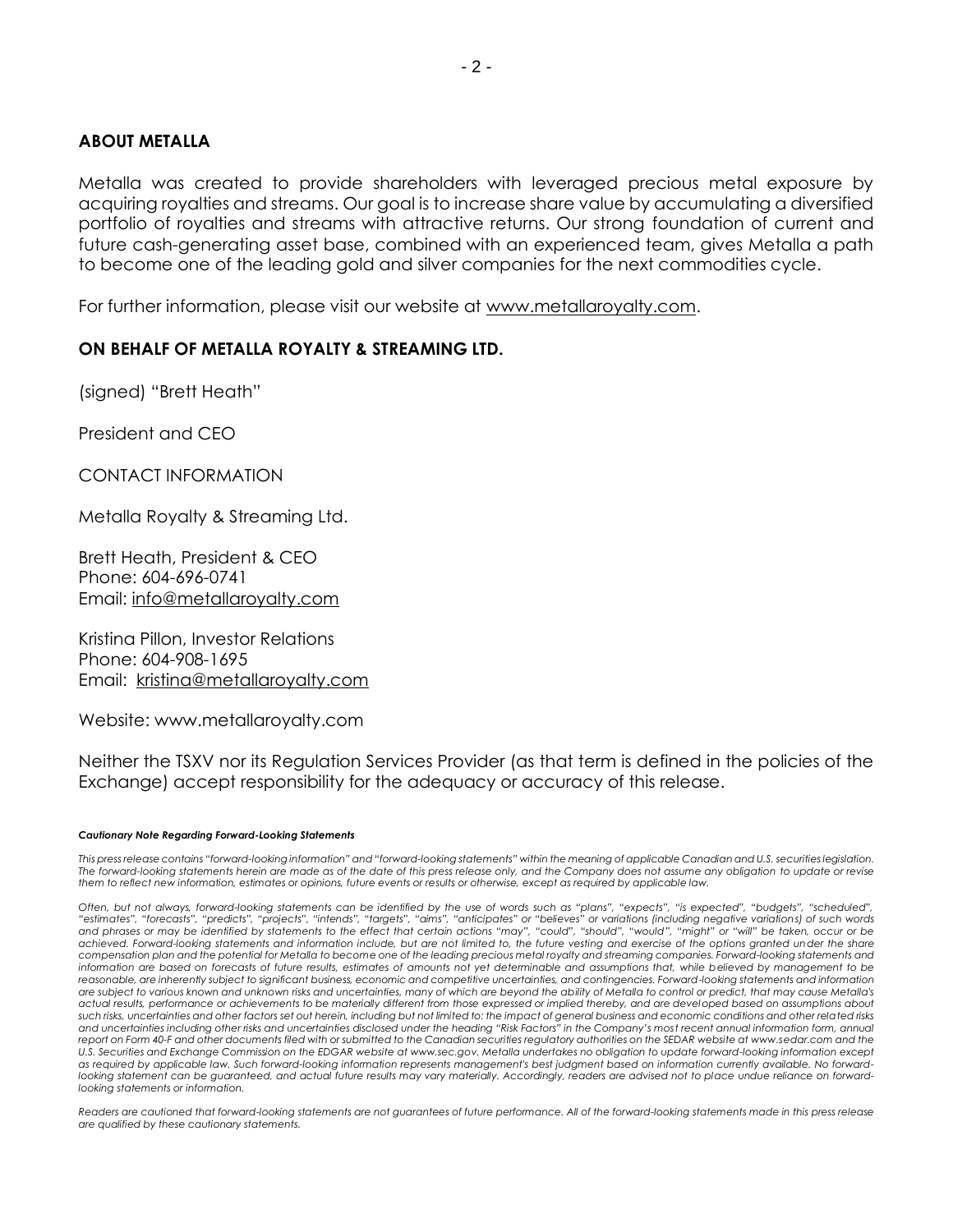## ABOUT METALLA

Metalla was created to provide shareholders with leveraged precious metal exposure by acquiring royalties and streams. Our goal is to increase share value by accumulating a diversified portfolio of royalties and streams with attractive returns. Our strong foundation of current and future cash-generating asset base, combined with an experienced team, gives Metalla a path to become one of the leading gold and silver companies for the next commodities cycle.

For further information, please visit our website at www.metallaroyalty.com.

### ON BEHALF OF METALLA ROYALTY & STREAMING LTD.

(signed) "Brett Heath"

President and CEO

CONTACT INFORMATION

Metalla Royalty & Streaming Ltd.

Brett Heath, President & CEO
Phone: 604-696-0741
Email: info@metallaroyalty.com

Kristina Pillon, Investor Relations
Phone: 604-908-1695
Email: kristina@metallaroyalty.com

Website: www.metallaroyalty.com

Neither the TSXV nor its Regulation Services Provider (as that term is defined in the policies of the Exchange) accept responsibility for the adequacy or accuracy of this release.

***Cautionary Note Regarding Forward-Looking Statements***

*This press release contains "forward-looking information" and "forward-looking statements" within the meaning of applicable Canadian and U.S. securities legislation. The forward-looking statements herein are made as of the date of this press release only, and the Company does not assume any obligation to update or revise them to reflect new information, estimates or opinions, future events or results or otherwise, except as required by applicable law.*

*Often, but not always, forward-looking statements can be identified by the use of words such as "plans", "expects", "is expected", "budgets", "scheduled", "estimates", "forecasts", "predicts", "projects", "intends", "targets", "aims", "anticipates" or "believes" or variations (including negative variations) of such words and phrases or may be identified by statements to the effect that certain actions "may", "could", "should", "would", "might" or "will" be taken, occur or be achieved. Forward-looking statements and information include, but are not limited to, the future vesting and exercise of the options granted under the share compensation plan and the potential for Metalla to become one of the leading precious metal royalty and streaming companies. Forward-looking statements and information are based on forecasts of future results, estimates of amounts not yet determinable and assumptions that, while believed by management to be reasonable, are inherently subject to significant business, economic and competitive uncertainties, and contingencies. Forward-looking statements and information are subject to various known and unknown risks and uncertainties, many of which are beyond the ability of Metalla to control or predict, that may cause Metalla's actual results, performance or achievements to be materially different from those expressed or implied thereby, and are developed based on assumptions about such risks, uncertainties and other factors set out herein, including but not limited to: the impact of general business and economic conditions and other related risks and uncertainties including other risks and uncertainties disclosed under the heading "Risk Factors" in the Company's most recent annual information form, annual report on Form 40-F and other documents filed with or submitted to the Canadian securities regulatory authorities on the SEDAR website at www.sedar.com and the U.S. Securities and Exchange Commission on the EDGAR website at www.sec.gov. Metalla undertakes no obligation to update forward-looking information except as required by applicable law. Such forward-looking information represents management's best judgment based on information currently available. No forward-looking statement can be guaranteed, and actual future results may vary materially. Accordingly, readers are advised not to place undue reliance on forward-looking statements or information.*

*Readers are cautioned that forward-looking statements are not guarantees of future performance. All of the forward-looking statements made in this press release are qualified by these cautionary statements.*